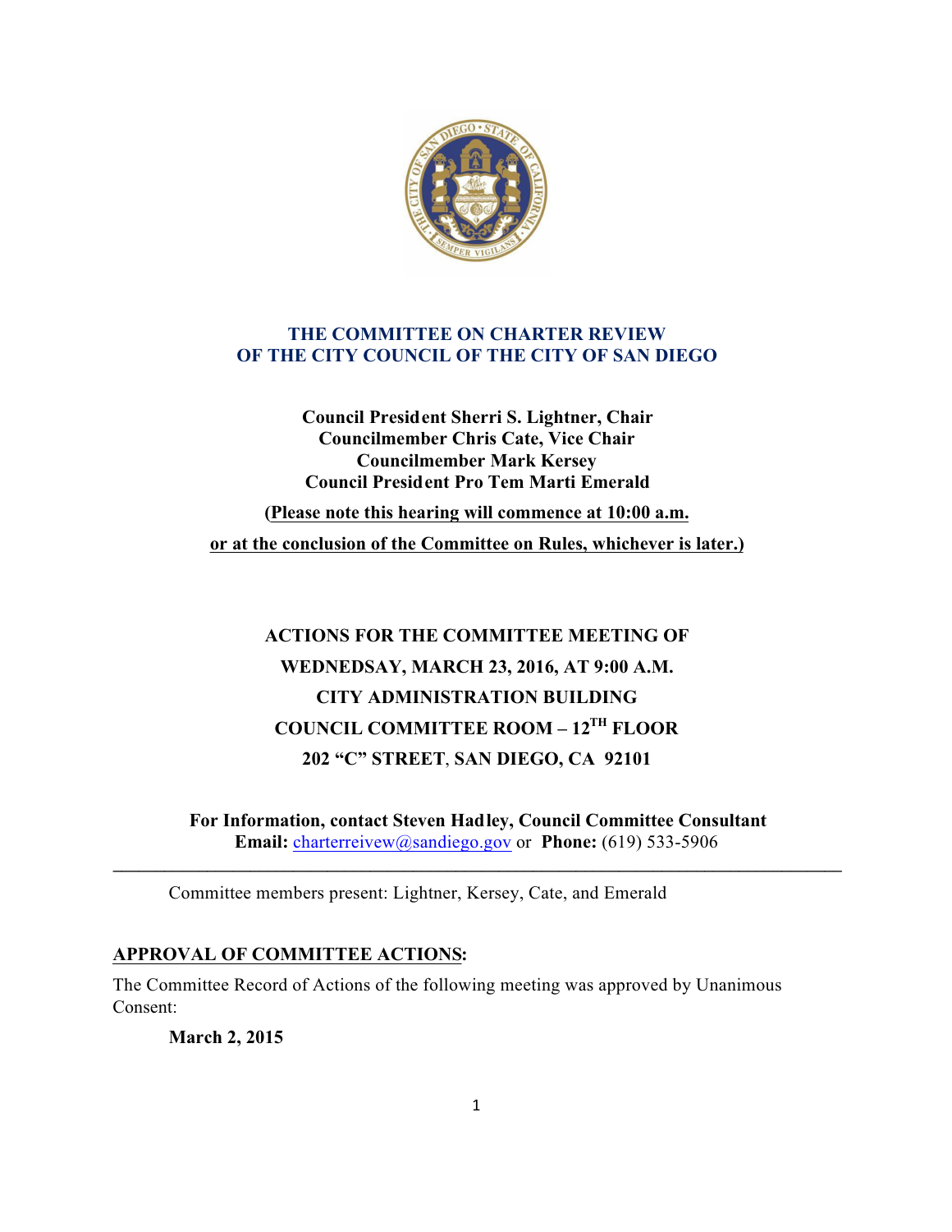# THE COMMITTEE ON CHARTER REVIEW OF THE CITY COUNCIL OF THE CITY OF SAN DIEGO

**Council President Sherri S. Lightner, Chair**
**Councilmember Chris Cate, Vice Chair**
**Councilmember Mark Kersey**
**Council President Pro Tem Marti Emerald**

**(Please note this hearing will commence at 10:00 a.m. or at the conclusion of the Committee on Rules, whichever is later.)**

## ACTIONS FOR THE COMMITTEE MEETING OF WEDNEDSAY, MARCH 23, 2016, AT 9:00 A.M.
## CITY ADMINISTRATION BUILDING
## COUNCIL COMMITTEE ROOM – 12TH FLOOR
## 202 "C" STREET, SAN DIEGO, CA 92101

**For Information, contact Steven Hadley, Council Committee Consultant**
**Email:** charterreivew@sandiego.gov or **Phone:** (619) 533-5906

---

Committee members present: Lightner, Kersey, Cate, and Emerald

**APPROVAL OF COMMITTEE ACTIONS:**

The Committee Record of Actions of the following meeting was approved by Unanimous Consent:

**March 2, 2015**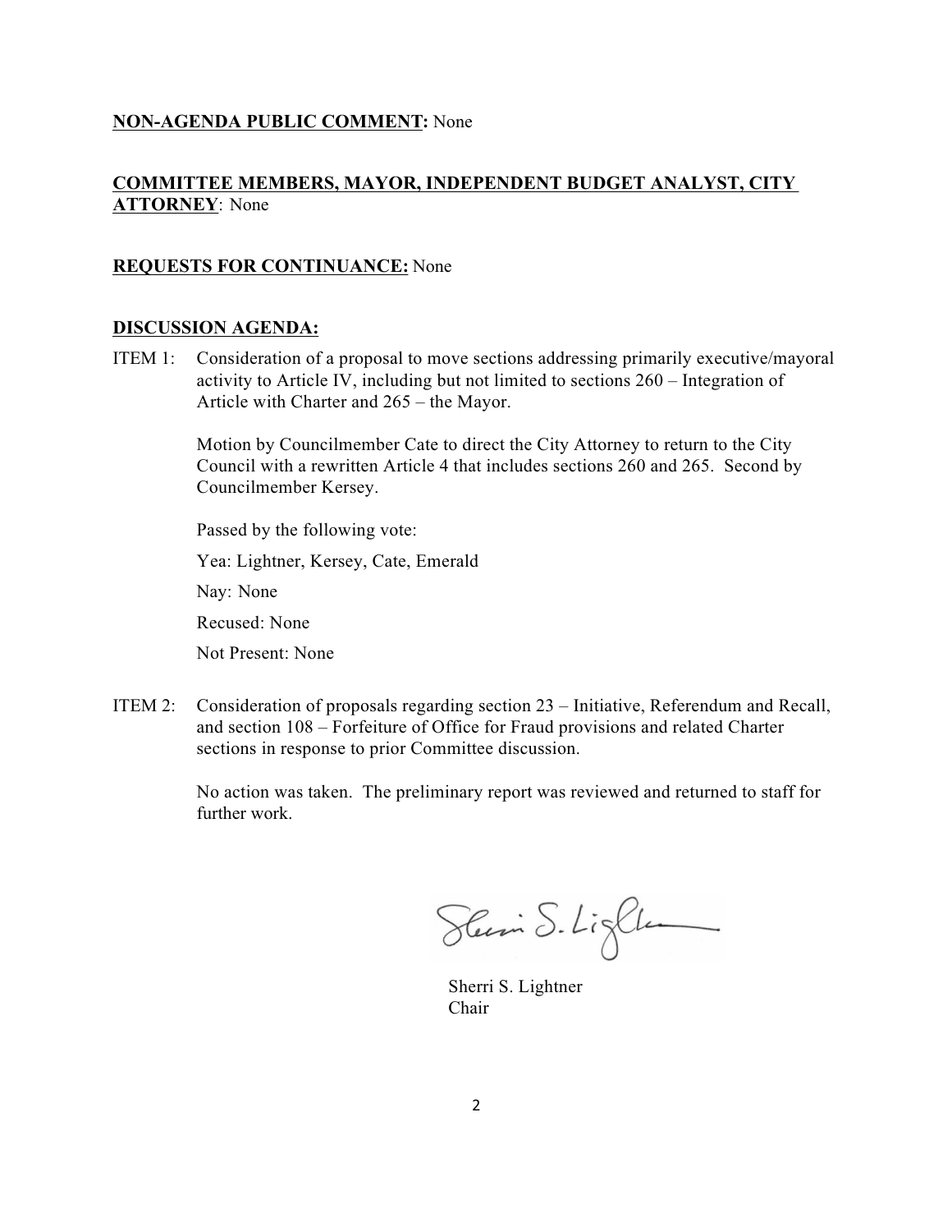**NON-AGENDA PUBLIC COMMENT:** None

**COMMITTEE MEMBERS, MAYOR, INDEPENDENT BUDGET ANALYST, CITY ATTORNEY**: None

**REQUESTS FOR CONTINUANCE:** None

**DISCUSSION AGENDA:**

ITEM 1: Consideration of a proposal to move sections addressing primarily executive/mayoral activity to Article IV, including but not limited to sections 260 – Integration of Article with Charter and 265 – the Mayor.

Motion by Councilmember Cate to direct the City Attorney to return to the City Council with a rewritten Article 4 that includes sections 260 and 265. Second by Councilmember Kersey.

Passed by the following vote:

Yea: Lightner, Kersey, Cate, Emerald

Nay: None

Recused: None

Not Present: None

ITEM 2: Consideration of proposals regarding section 23 – Initiative, Referendum and Recall, and section 108 – Forfeiture of Office for Fraud provisions and related Charter sections in response to prior Committee discussion.

No action was taken. The preliminary report was reviewed and returned to staff for further work.

Sherri S. Lightner
Chair